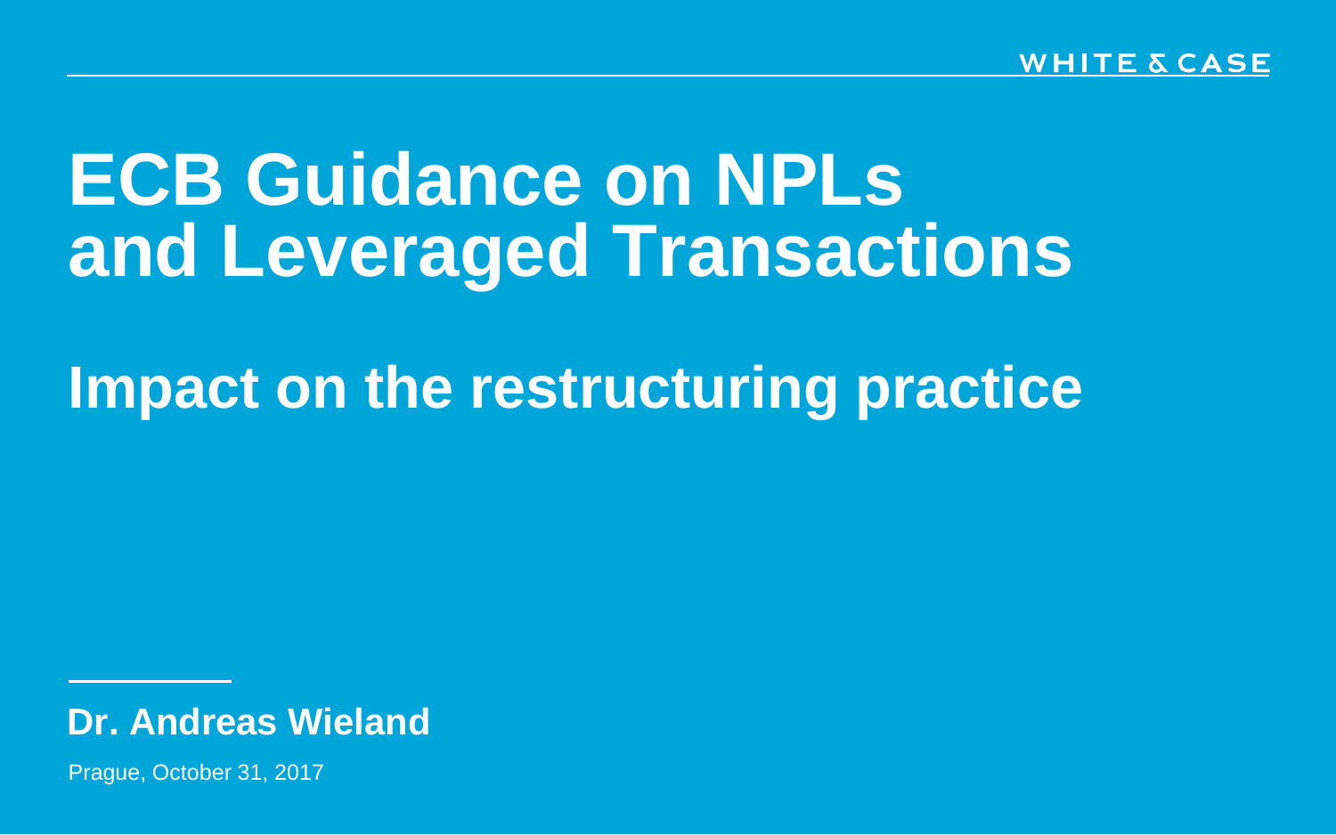WHITE & CASE

# ECB Guidance on NPLs and Leveraged Transactions

## Impact on the restructuring practice

**Dr. Andreas Wieland**

Prague, October 31, 2017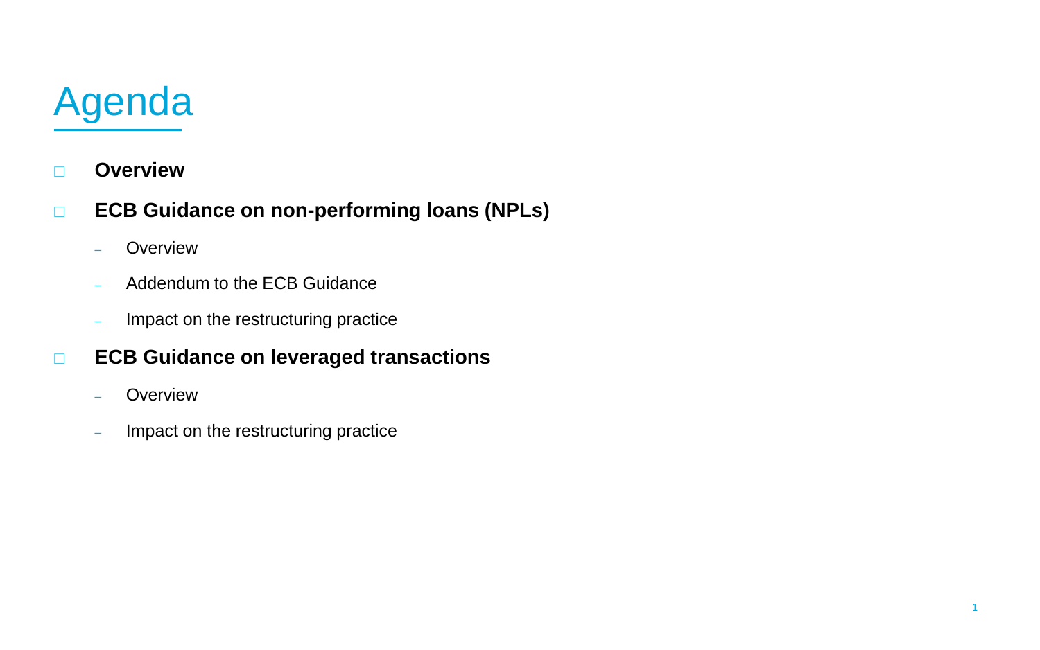# Agenda

- **Overview**
- **ECB Guidance on non-performing loans (NPLs)**
  - Overview
  - Addendum to the ECB Guidance
  - Impact on the restructuring practice
- **ECB Guidance on leveraged transactions**
  - Overview
  - Impact on the restructuring practice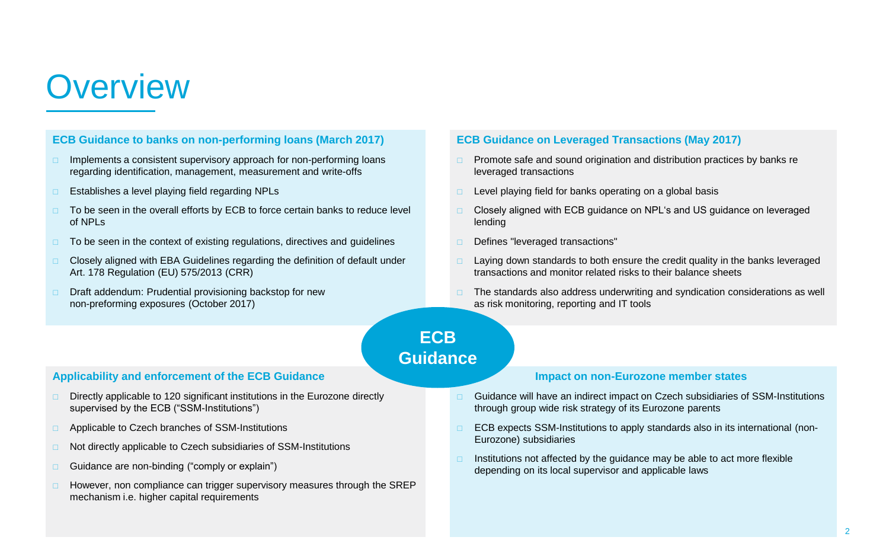# Overview

## ECB Guidance

### ECB Guidance to banks on non-performing loans (March 2017)

- Implements a consistent supervisory approach for non-performing loans regarding identification, management, measurement and write-offs
- Establishes a level playing field regarding NPLs
- To be seen in the overall efforts by ECB to force certain banks to reduce level of NPLs
- To be seen in the context of existing regulations, directives and guidelines
- Closely aligned with EBA Guidelines regarding the definition of default under Art. 178 Regulation (EU) 575/2013 (CRR)
- Draft addendum: Prudential provisioning backstop for new non-preforming exposures (October 2017)

### ECB Guidance on Leveraged Transactions (May 2017)

- Promote safe and sound origination and distribution practices by banks re leveraged transactions
- Level playing field for banks operating on a global basis
- Closely aligned with ECB guidance on NPL's and US guidance on leveraged lending
- Defines "leveraged transactions"
- Laying down standards to both ensure the credit quality in the banks leveraged transactions and monitor related risks to their balance sheets
- The standards also address underwriting and syndication considerations as well as risk monitoring, reporting and IT tools

### Applicability and enforcement of the ECB Guidance

- Directly applicable to 120 significant institutions in the Eurozone directly supervised by the ECB ("SSM-Institutions")
- Applicable to Czech branches of SSM-Institutions
- Not directly applicable to Czech subsidiaries of SSM-Institutions
- Guidance are non-binding ("comply or explain")
- However, non compliance can trigger supervisory measures through the SREP mechanism i.e. higher capital requirements

### Impact on non-Eurozone member states

- Guidance will have an indirect impact on Czech subsidiaries of SSM-Institutions through group wide risk strategy of its Eurozone parents
- ECB expects SSM-Institutions to apply standards also in its international (non-Eurozone) subsidiaries
- Institutions not affected by the guidance may be able to act more flexible depending on its local supervisor and applicable laws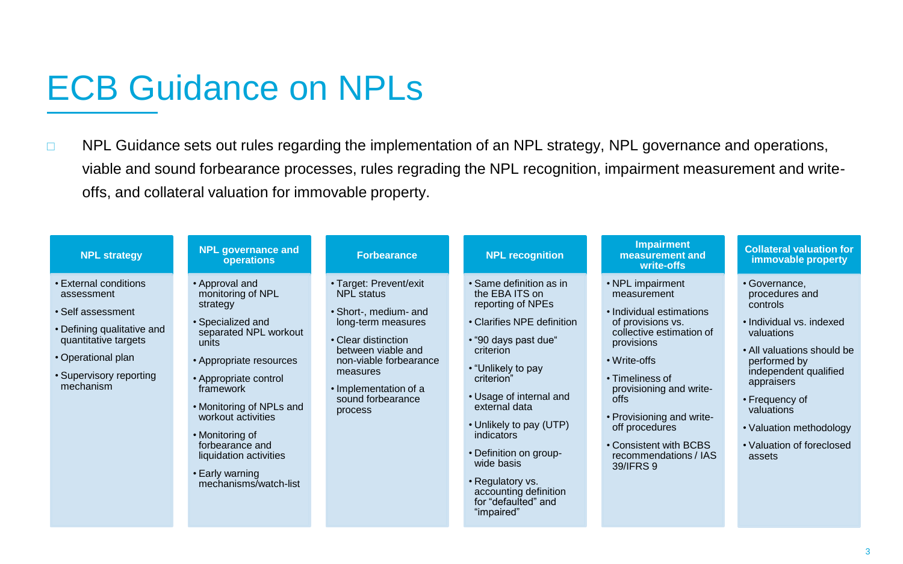# ECB Guidance on NPLs

- NPL Guidance sets out rules regarding the implementation of an NPL strategy, NPL governance and operations, viable and sound forbearance processes, rules regrading the NPL recognition, impairment measurement and write-offs, and collateral valuation for immovable property.

| NPL strategy | NPL governance and operations | Forbearance | NPL recognition | Impairment measurement and write-offs | Collateral valuation for immovable property |
|---|---|---|---|---|---|
| • External conditions assessment<br>• Self assessment<br>• Defining qualitative and quantitative targets<br>• Operational plan<br>• Supervisory reporting mechanism | • Approval and monitoring of NPL strategy<br>• Specialized and separated NPL workout units<br>• Appropriate resources<br>• Appropriate control framework<br>• Monitoring of NPLs and workout activities<br>• Monitoring of forbearance and liquidation activities<br>• Early warning mechanisms/watch-list | • Target: Prevent/exit NPL status<br>• Short-, medium- and long-term measures<br>• Clear distinction between viable and non-viable forbearance measures<br>• Implementation of a sound forbearance process | • Same definition as in the EBA ITS on reporting of NPEs<br>• Clarifies NPE definition<br>• "90 days past due" criterion<br>• "Unlikely to pay criterion"<br>• Usage of internal and external data<br>• Unlikely to pay (UTP) indicators<br>• Definition on group-wide basis<br>• Regulatory vs. accounting definition for "defaulted" and "impaired" | • NPL impairment measurement<br>• Individual estimations of provisions vs. collective estimation of provisions<br>• Write-offs<br>• Timeliness of provisioning and write-offs<br>• Provisioning and write-off procedures<br>• Consistent with BCBS recommendations / IAS 39/IFRS 9 | • Governance, procedures and controls<br>• Individual vs. indexed valuations<br>• All valuations should be performed by independent qualified appraisers<br>• Frequency of valuations<br>• Valuation methodology<br>• Valuation of foreclosed assets |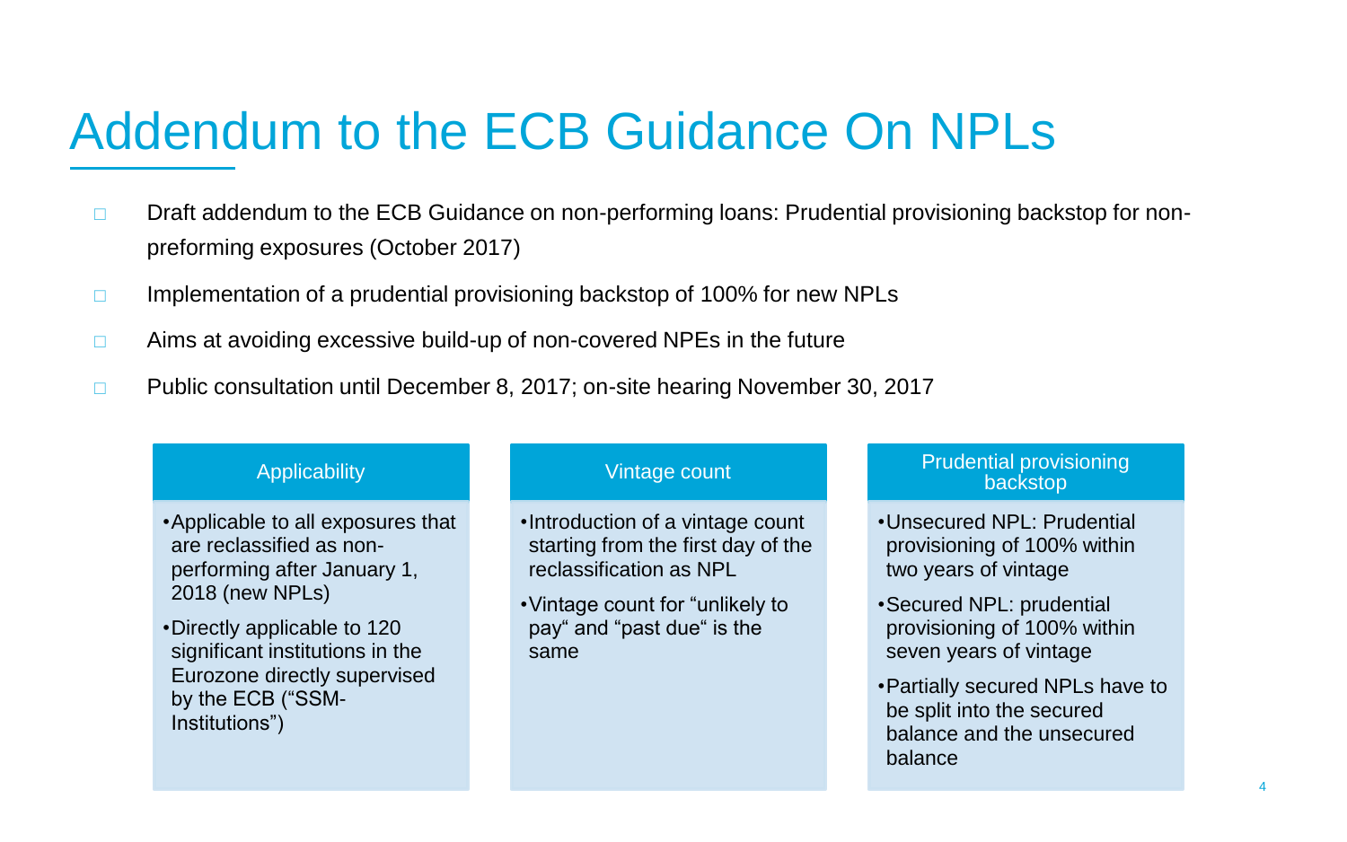# Addendum to the ECB Guidance On NPLs

- Draft addendum to the ECB Guidance on non-performing loans: Prudential provisioning backstop for non-preforming exposures (October 2017)
- Implementation of a prudential provisioning backstop of 100% for new NPLs
- Aims at avoiding excessive build-up of non-covered NPEs in the future
- Public consultation until December 8, 2017; on-site hearing November 30, 2017

### Applicability

- Applicable to all exposures that are reclassified as non-performing after January 1, 2018 (new NPLs)
- Directly applicable to 120 significant institutions in the Eurozone directly supervised by the ECB ("SSM-Institutions")

### Vintage count

- Introduction of a vintage count starting from the first day of the reclassification as NPL
- Vintage count for "unlikely to pay" and "past due" is the same

### Prudential provisioning backstop

- Unsecured NPL: Prudential provisioning of 100% within two years of vintage
- Secured NPL: prudential provisioning of 100% within seven years of vintage
- Partially secured NPLs have to be split into the secured balance and the unsecured balance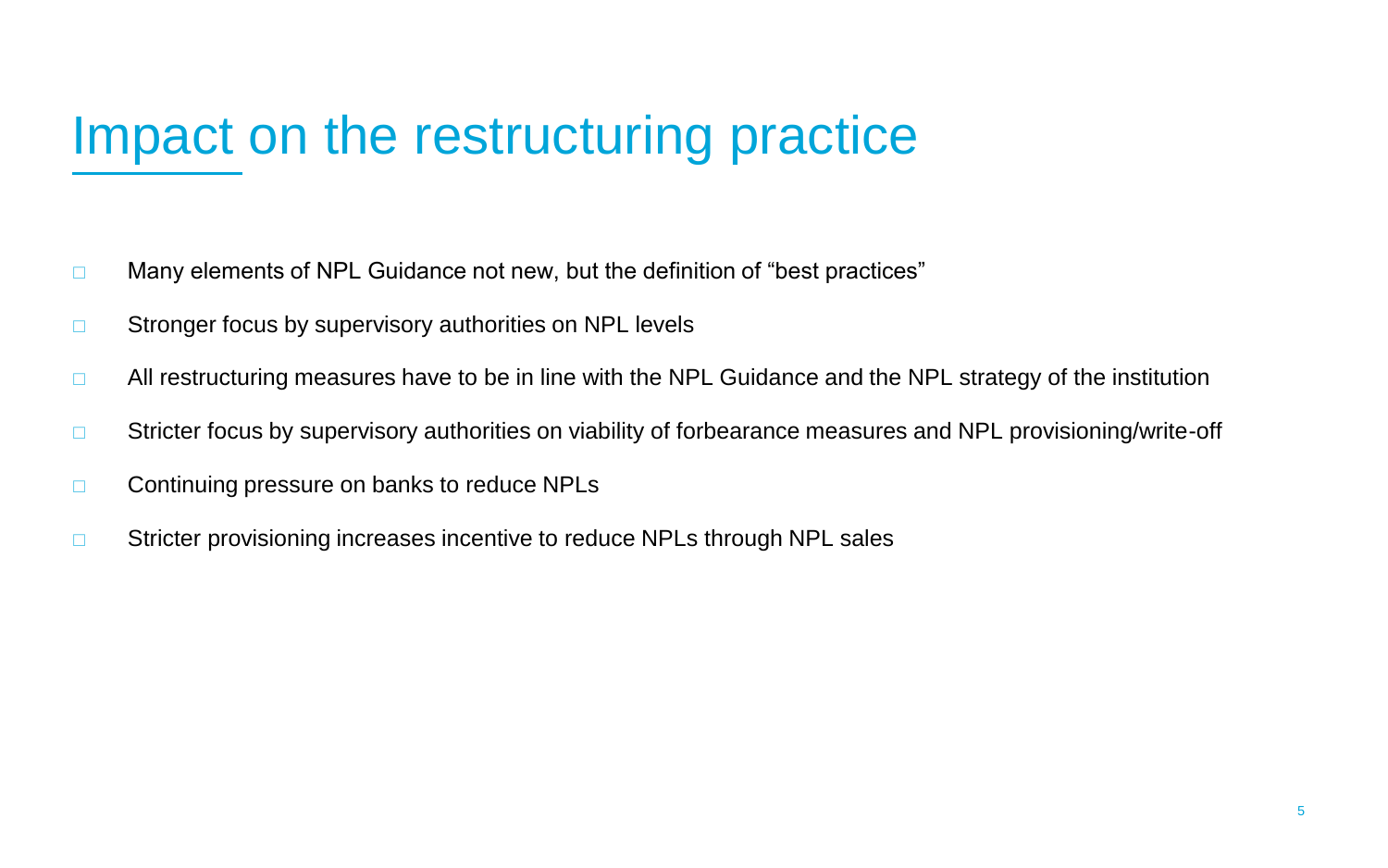# Impact on the restructuring practice

- Many elements of NPL Guidance not new, but the definition of "best practices"
- Stronger focus by supervisory authorities on NPL levels
- All restructuring measures have to be in line with the NPL Guidance and the NPL strategy of the institution
- Stricter focus by supervisory authorities on viability of forbearance measures and NPL provisioning/write-off
- Continuing pressure on banks to reduce NPLs
- Stricter provisioning increases incentive to reduce NPLs through NPL sales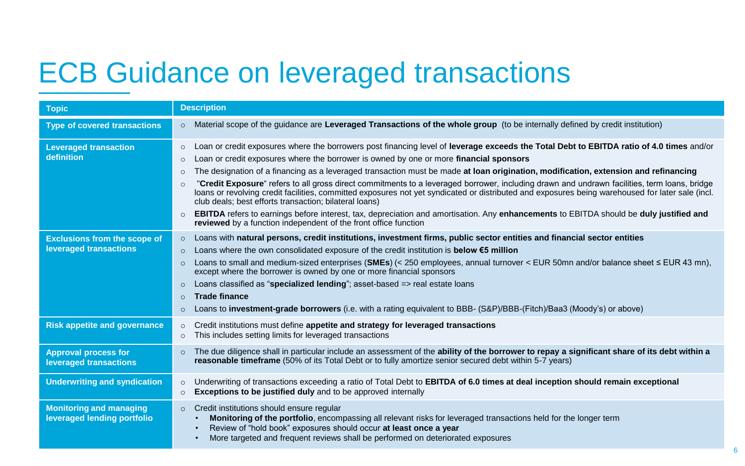# ECB Guidance on leveraged transactions

| Topic | Description |
|---|---|
| **Type of covered transactions** | ○ Material scope of the guidance are **Leveraged Transactions of the whole group** (to be internally defined by credit institution) |
| **Leveraged transaction definition** | ○ Loan or credit exposures where the borrowers post financing level of **leverage exceeds the Total Debt to EBITDA ratio of 4.0 times** and/or<br>○ Loan or credit exposures where the borrower is owned by one or more **financial sponsors**<br>○ The designation of a financing as a leveraged transaction must be made **at loan origination, modification, extension and refinancing**<br>○ "**Credit Exposure**" refers to all gross direct commitments to a leveraged borrower, including drawn and undrawn facilities, term loans, bridge loans or revolving credit facilities, committed exposures not yet syndicated or distributed and exposures being warehoused for later sale (incl. club deals; best efforts transaction; bilateral loans)<br>○ **EBITDA** refers to earnings before interest, tax, depreciation and amortisation. Any **enhancements** to EBITDA should be **duly justified and reviewed** by a function independent of the front office function |
| **Exclusions from the scope of leveraged transactions** | ○ Loans with **natural persons, credit institutions, investment firms, public sector entities and financial sector entities**<br>○ Loans where the own consolidated exposure of the credit institution is **below €5 million**<br>○ Loans to small and medium-sized enterprises (**SMEs**) (< 250 employees, annual turnover < EUR 50mn and/or balance sheet ≤ EUR 43 mn), except where the borrower is owned by one or more financial sponsors<br>○ Loans classified as "**specialized lending**"; asset-based => real estate loans<br>○ **Trade finance**<br>○ Loans to **investment-grade borrowers** (i.e. with a rating equivalent to BBB- (S&P)/BBB-(Fitch)/Baa3 (Moody's) or above) |
| **Risk appetite and governance** | ○ Credit institutions must define **appetite and strategy for leveraged transactions**<br>○ This includes setting limits for leveraged transactions |
| **Approval process for leveraged transactions** | ○ The due diligence shall in particular include an assessment of the **ability of the borrower to repay a significant share of its debt within a reasonable timeframe** (50% of its Total Debt or to fully amortize senior secured debt within 5-7 years) |
| **Underwriting and syndication** | ○ Underwriting of transactions exceeding a ratio of Total Debt to **EBITDA of 6.0 times at deal inception should remain exceptional**<br>○ **Exceptions to be justified duly** and to be approved internally |
| **Monitoring and managing leveraged lending portfolio** | ○ Credit institutions should ensure regular<br>• **Monitoring of the portfolio**, encompassing all relevant risks for leveraged transactions held for the longer term<br>• Review of "hold book" exposures should occur **at least once a year**<br>• More targeted and frequent reviews shall be performed on deteriorated exposures |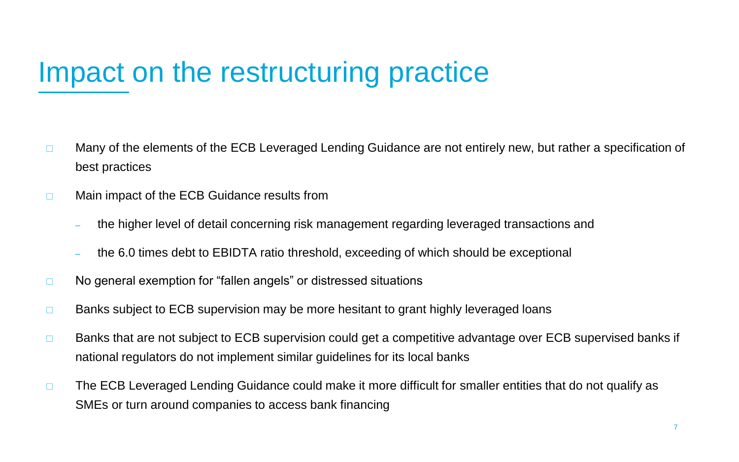# Impact on the restructuring practice

- Many of the elements of the ECB Leveraged Lending Guidance are not entirely new, but rather a specification of best practices
- Main impact of the ECB Guidance results from
  - the higher level of detail concerning risk management regarding leveraged transactions and
  - the 6.0 times debt to EBIDTA ratio threshold, exceeding of which should be exceptional
- No general exemption for “fallen angels” or distressed situations
- Banks subject to ECB supervision may be more hesitant to grant highly leveraged loans
- Banks that are not subject to ECB supervision could get a competitive advantage over ECB supervised banks if national regulators do not implement similar guidelines for its local banks
- The ECB Leveraged Lending Guidance could make it more difficult for smaller entities that do not qualify as SMEs or turn around companies to access bank financing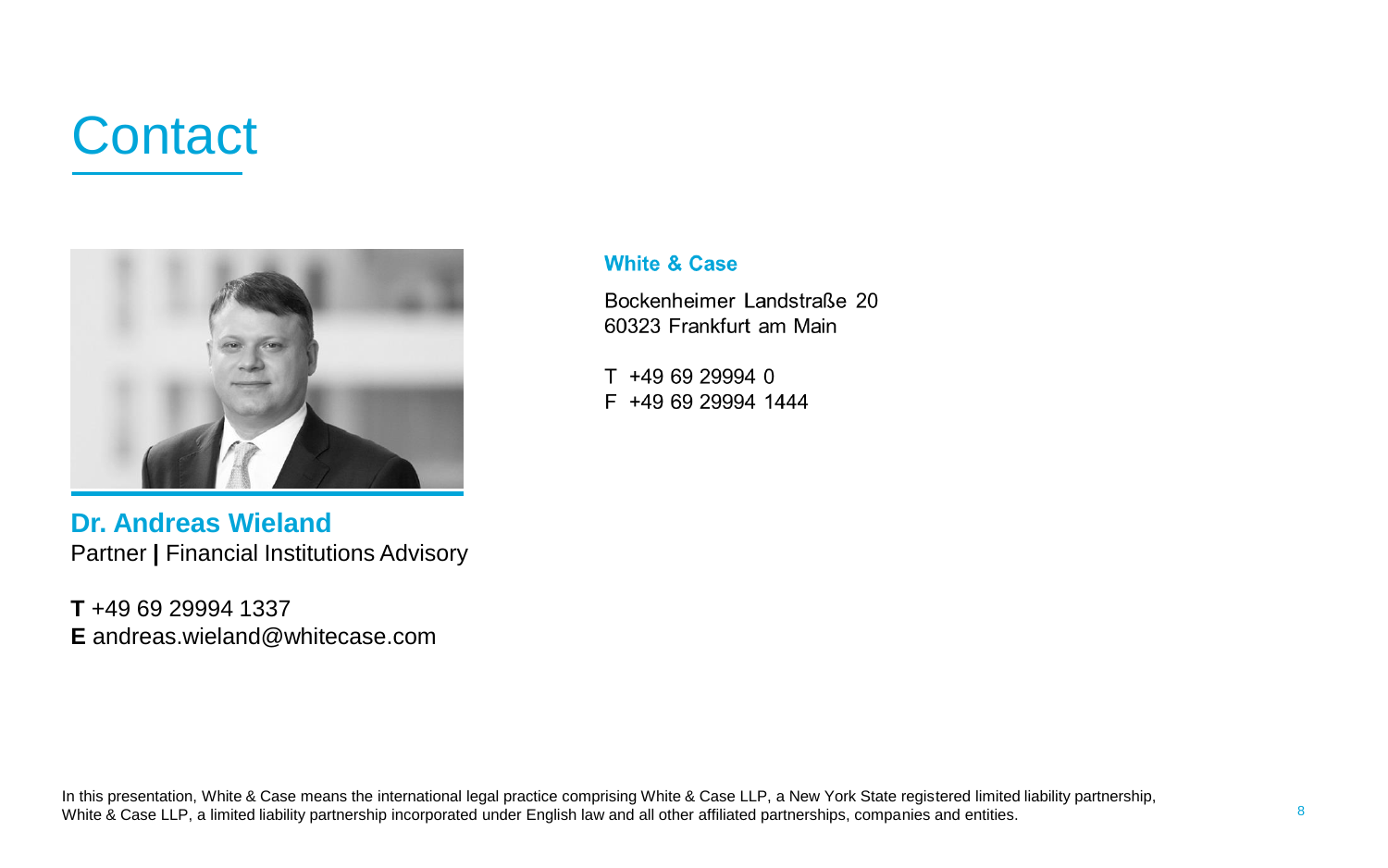# Contact

**Dr. Andreas Wieland**
Partner | Financial Institutions Advisory

**T** +49 69 29994 1337
**E** andreas.wieland@whitecase.com

**White & Case**

Bockenheimer Landstraße 20
60323 Frankfurt am Main

T +49 69 29994 0
F +49 69 29994 1444

In this presentation, White & Case means the international legal practice comprising White & Case LLP, a New York State registered limited liability partnership, White & Case LLP, a limited liability partnership incorporated under English law and all other affiliated partnerships, companies and entities.